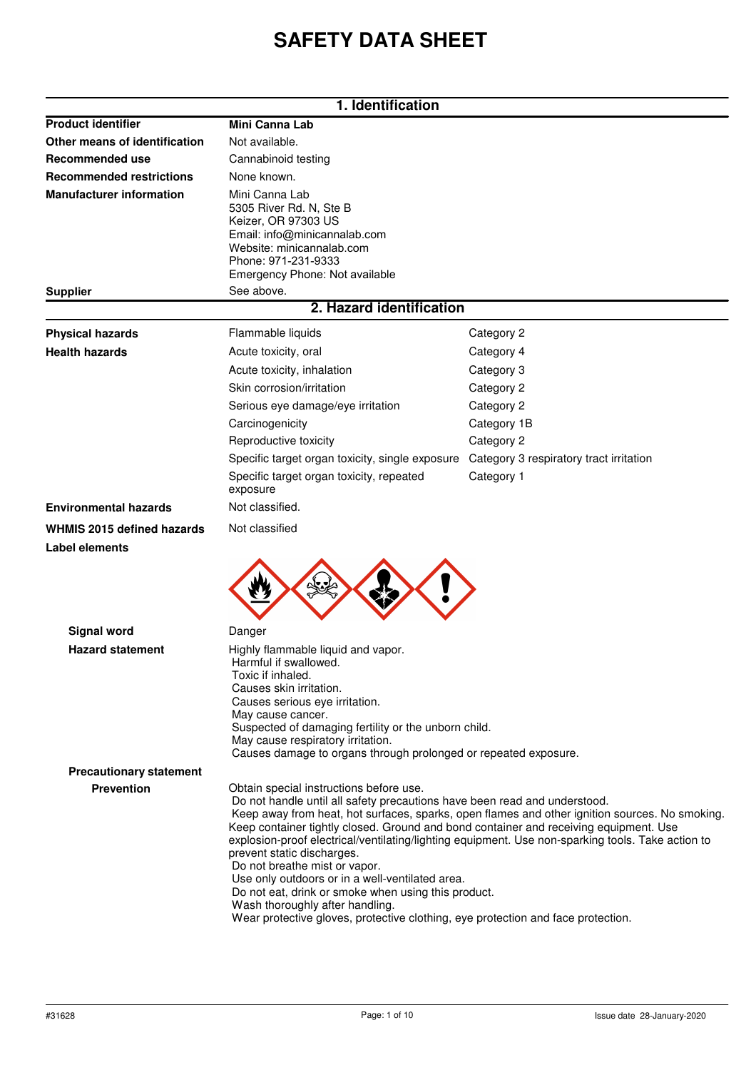# SAFETY DATA SHEET

## 1. Identification

| | |
|---|---|
| **Product identifier** | **Mini Canna Lab** |
| **Other means of identification** | Not available. |
| **Recommended use** | Cannabinoid testing |
| **Recommended restrictions** | None known. |
| **Manufacturer information** | Mini Canna Lab<br>5305 River Rd. N, Ste B<br>Keizer, OR 97303 US<br>Email: info@minicannalab.com<br>Website: minicannalab.com<br>Phone: 971-231-9333<br>Emergency Phone: Not available |
| **Supplier** | See above. |

## 2. Hazard identification

| | | |
|---|---|---|
| **Physical hazards** | Flammable liquids | Category 2 |
| **Health hazards** | Acute toxicity, oral | Category 4 |
| | Acute toxicity, inhalation | Category 3 |
| | Skin corrosion/irritation | Category 2 |
| | Serious eye damage/eye irritation | Category 2 |
| | Carcinogenicity | Category 1B |
| | Reproductive toxicity | Category 2 |
| | Specific target organ toxicity, single exposure | Category 3 respiratory tract irritation |
| | Specific target organ toxicity, repeated exposure | Category 1 |
| **Environmental hazards** | Not classified. | |
| **WHMIS 2015 defined hazards** | Not classified | |

**Label elements**

**Signal word** Danger

**Hazard statement**

Highly flammable liquid and vapor.
Harmful if swallowed.
Toxic if inhaled.
Causes skin irritation.
Causes serious eye irritation.
May cause cancer.
Suspected of damaging fertility or the unborn child.
May cause respiratory irritation.
Causes damage to organs through prolonged or repeated exposure.

**Precautionary statement**

**Prevention**

Obtain special instructions before use.
Do not handle until all safety precautions have been read and understood.
Keep away from heat, hot surfaces, sparks, open flames and other ignition sources. No smoking.
Keep container tightly closed. Ground and bond container and receiving equipment. Use explosion-proof electrical/ventilating/lighting equipment. Use non-sparking tools. Take action to prevent static discharges.
Do not breathe mist or vapor.
Use only outdoors or in a well-ventilated area.
Do not eat, drink or smoke when using this product.
Wash thoroughly after handling.
Wear protective gloves, protective clothing, eye protection and face protection.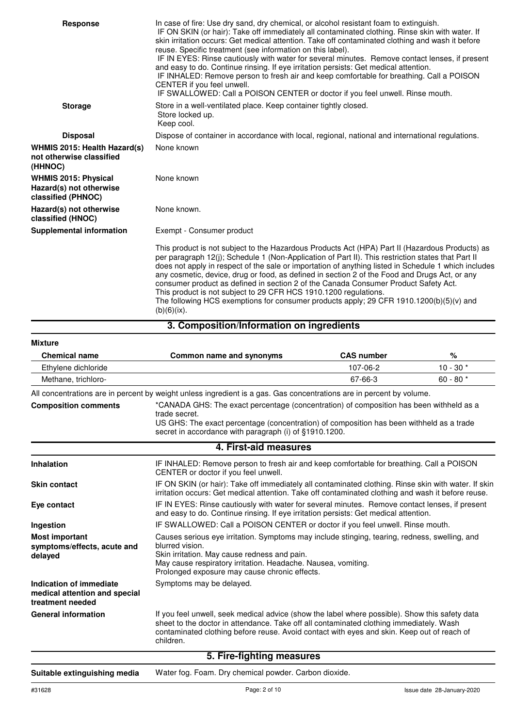**Response**

In case of fire: Use dry sand, dry chemical, or alcohol resistant foam to extinguish.
IF ON SKIN (or hair): Take off immediately all contaminated clothing. Rinse skin with water. If skin irritation occurs: Get medical attention. Take off contaminated clothing and wash it before reuse. Specific treatment (see information on this label).
IF IN EYES: Rinse cautiously with water for several minutes. Remove contact lenses, if present and easy to do. Continue rinsing. If eye irritation persists: Get medical attention.
IF INHALED: Remove person to fresh air and keep comfortable for breathing. Call a POISON CENTER if you feel unwell.
IF SWALLOWED: Call a POISON CENTER or doctor if you feel unwell. Rinse mouth.

**Storage**

Store in a well-ventilated place. Keep container tightly closed.
Store locked up.
Keep cool.

**Disposal**

Dispose of container in accordance with local, regional, national and international regulations.

**WHMIS 2015: Health Hazard(s) not otherwise classified (HHNOC)**

None known

**WHMIS 2015: Physical Hazard(s) not otherwise classified (PHNOC)**

None known

**Hazard(s) not otherwise classified (HNOC)**

None known.

**Supplemental information**

Exempt - Consumer product

This product is not subject to the Hazardous Products Act (HPA) Part II (Hazardous Products) as per paragraph 12(j); Schedule 1 (Non-Application of Part II). This restriction states that Part II does not apply in respect of the sale or importation of anything listed in Schedule 1 which includes any cosmetic, device, drug or food, as defined in section 2 of the Food and Drugs Act, or any consumer product as defined in section 2 of the Canada Consumer Product Safety Act.
This product is not subject to 29 CFR HCS 1910.1200 regulations.
The following HCS exemptions for consumer products apply; 29 CFR 1910.1200(b)(5)(v) and (b)(6)(ix).

## 3. Composition/Information on ingredients

**Mixture**

| Chemical name | Common name and synonyms | CAS number | % |
|---|---|---|---|
| Ethylene dichloride | | 107-06-2 | 10 - 30 * |
| Methane, trichloro- | | 67-66-3 | 60 - 80 * |

All concentrations are in percent by weight unless ingredient is a gas. Gas concentrations are in percent by volume.

**Composition comments**

*CANADA GHS: The exact percentage (concentration) of composition has been withheld as a trade secret.
US GHS: The exact percentage (concentration) of composition has been withheld as a trade secret in accordance with paragraph (i) of §1910.1200.

## 4. First-aid measures

**Inhalation**

IF INHALED: Remove person to fresh air and keep comfortable for breathing. Call a POISON CENTER or doctor if you feel unwell.

**Skin contact**

IF ON SKIN (or hair): Take off immediately all contaminated clothing. Rinse skin with water. If skin irritation occurs: Get medical attention. Take off contaminated clothing and wash it before reuse.

**Eye contact**

IF IN EYES: Rinse cautiously with water for several minutes. Remove contact lenses, if present and easy to do. Continue rinsing. If eye irritation persists: Get medical attention.

**Ingestion**

IF SWALLOWED: Call a POISON CENTER or doctor if you feel unwell. Rinse mouth.

**Most important symptoms/effects, acute and delayed**

Causes serious eye irritation. Symptoms may include stinging, tearing, redness, swelling, and blurred vision.
Skin irritation. May cause redness and pain.
May cause respiratory irritation. Headache. Nausea, vomiting.
Prolonged exposure may cause chronic effects.

**Indication of immediate medical attention and special treatment needed**

Symptoms may be delayed.

**General information**

If you feel unwell, seek medical advice (show the label where possible). Show this safety data sheet to the doctor in attendance. Take off all contaminated clothing immediately. Wash contaminated clothing before reuse. Avoid contact with eyes and skin. Keep out of reach of children.

## 5. Fire-fighting measures

**Suitable extinguishing media**

Water fog. Foam. Dry chemical powder. Carbon dioxide.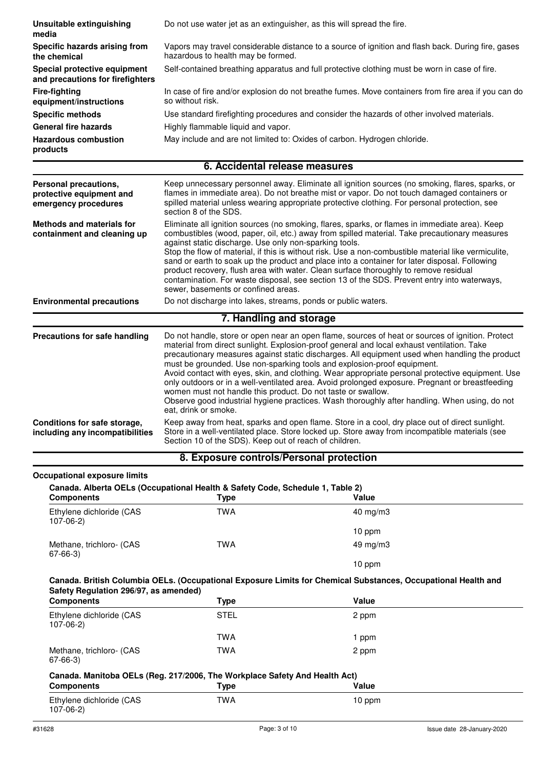| | |
|---|---|
| **Unsuitable extinguishing media** | Do not use water jet as an extinguisher, as this will spread the fire. |
| **Specific hazards arising from the chemical** | Vapors may travel considerable distance to a source of ignition and flash back. During fire, gases hazardous to health may be formed. |
| **Special protective equipment and precautions for firefighters** | Self-contained breathing apparatus and full protective clothing must be worn in case of fire. |
| **Fire-fighting equipment/instructions** | In case of fire and/or explosion do not breathe fumes. Move containers from fire area if you can do so without risk. |
| **Specific methods** | Use standard firefighting procedures and consider the hazards of other involved materials. |
| **General fire hazards** | Highly flammable liquid and vapor. |
| **Hazardous combustion products** | May include and are not limited to: Oxides of carbon. Hydrogen chloride. |

## 6. Accidental release measures

| | |
|---|---|
| **Personal precautions, protective equipment and emergency procedures** | Keep unnecessary personnel away. Eliminate all ignition sources (no smoking, flares, sparks, or flames in immediate area). Do not breathe mist or vapor. Do not touch damaged containers or spilled material unless wearing appropriate protective clothing. For personal protection, see section 8 of the SDS. |
| **Methods and materials for containment and cleaning up** | Eliminate all ignition sources (no smoking, flares, sparks, or flames in immediate area). Keep combustibles (wood, paper, oil, etc.) away from spilled material. Take precautionary measures against static discharge. Use only non-sparking tools. Stop the flow of material, if this is without risk. Use a non-combustible material like vermiculite, sand or earth to soak up the product and place into a container for later disposal. Following product recovery, flush area with water. Clean surface thoroughly to remove residual contamination. For waste disposal, see section 13 of the SDS. Prevent entry into waterways, sewer, basements or confined areas. |
| **Environmental precautions** | Do not discharge into lakes, streams, ponds or public waters. |

## 7. Handling and storage

| | |
|---|---|
| **Precautions for safe handling** | Do not handle, store or open near an open flame, sources of heat or sources of ignition. Protect material from direct sunlight. Explosion-proof general and local exhaust ventilation. Take precautionary measures against static discharges. All equipment used when handling the product must be grounded. Use non-sparking tools and explosion-proof equipment. Avoid contact with eyes, skin, and clothing. Wear appropriate personal protective equipment. Use only outdoors or in a well-ventilated area. Avoid prolonged exposure. Pregnant or breastfeeding women must not handle this product. Do not taste or swallow. Observe good industrial hygiene practices. Wash thoroughly after handling. When using, do not eat, drink or smoke. |
| **Conditions for safe storage, including any incompatibilities** | Keep away from heat, sparks and open flame. Store in a cool, dry place out of direct sunlight. Store in a well-ventilated place. Store locked up. Store away from incompatible materials (see Section 10 of the SDS). Keep out of reach of children. |

## 8. Exposure controls/Personal protection

**Occupational exposure limits**

**Canada. Alberta OELs (Occupational Health & Safety Code, Schedule 1, Table 2)**

| Components | Type | Value |
|---|---|---|
| Ethylene dichloride (CAS 107-06-2) | TWA | 40 mg/m3 |
| | | 10 ppm |
| Methane, trichloro- (CAS 67-66-3) | TWA | 49 mg/m3 |
| | | 10 ppm |

**Canada. British Columbia OELs. (Occupational Exposure Limits for Chemical Substances, Occupational Health and Safety Regulation 296/97, as amended)**

| Components | Type | Value |
|---|---|---|
| Ethylene dichloride (CAS 107-06-2) | STEL | 2 ppm |
| | TWA | 1 ppm |
| Methane, trichloro- (CAS 67-66-3) | TWA | 2 ppm |

**Canada. Manitoba OELs (Reg. 217/2006, The Workplace Safety And Health Act)**

| Components | Type | Value |
|---|---|---|
| Ethylene dichloride (CAS 107-06-2) | TWA | 10 ppm |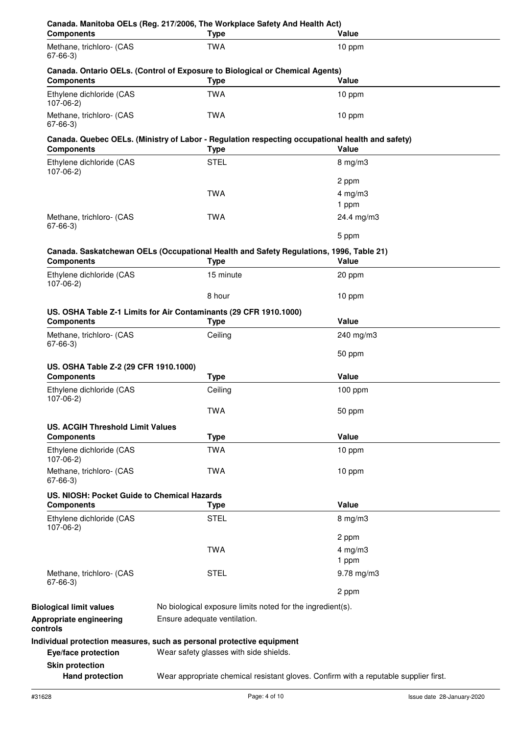**Canada. Manitoba OELs (Reg. 217/2006, The Workplace Safety And Health Act)**

| Components | Type | Value |
| --- | --- | --- |
| Methane, trichloro- (CAS 67-66-3) | TWA | 10 ppm |

**Canada. Ontario OELs. (Control of Exposure to Biological or Chemical Agents)**

| Components | Type | Value |
| --- | --- | --- |
| Ethylene dichloride (CAS 107-06-2) | TWA | 10 ppm |
| Methane, trichloro- (CAS 67-66-3) | TWA | 10 ppm |

**Canada. Quebec OELs. (Ministry of Labor - Regulation respecting occupational health and safety)**

| Components | Type | Value |
| --- | --- | --- |
| Ethylene dichloride (CAS 107-06-2) | STEL | 8 mg/m3 |
| | | 2 ppm |
| | TWA | 4 mg/m3 |
| | | 1 ppm |
| Methane, trichloro- (CAS 67-66-3) | TWA | 24.4 mg/m3 |
| | | 5 ppm |

**Canada. Saskatchewan OELs (Occupational Health and Safety Regulations, 1996, Table 21)**

| Components | Type | Value |
| --- | --- | --- |
| Ethylene dichloride (CAS 107-06-2) | 15 minute | 20 ppm |
| | 8 hour | 10 ppm |

**US. OSHA Table Z-1 Limits for Air Contaminants (29 CFR 1910.1000)**

| Components | Type | Value |
| --- | --- | --- |
| Methane, trichloro- (CAS 67-66-3) | Ceiling | 240 mg/m3 |
| | | 50 ppm |

**US. OSHA Table Z-2 (29 CFR 1910.1000)**

| Components | Type | Value |
| --- | --- | --- |
| Ethylene dichloride (CAS 107-06-2) | Ceiling | 100 ppm |
| | TWA | 50 ppm |

**US. ACGIH Threshold Limit Values**

| Components | Type | Value |
| --- | --- | --- |
| Ethylene dichloride (CAS 107-06-2) | TWA | 10 ppm |
| Methane, trichloro- (CAS 67-66-3) | TWA | 10 ppm |

**US. NIOSH: Pocket Guide to Chemical Hazards**

| Components | Type | Value |
| --- | --- | --- |
| Ethylene dichloride (CAS 107-06-2) | STEL | 8 mg/m3 |
| | | 2 ppm |
| | TWA | 4 mg/m3 |
| | | 1 ppm |
| Methane, trichloro- (CAS 67-66-3) | STEL | 9.78 mg/m3 |
| | | 2 ppm |

**Biological limit values** No biological exposure limits noted for the ingredient(s).

**Appropriate engineering controls** Ensure adequate ventilation.

**Individual protection measures, such as personal protective equipment**

**Eye/face protection** Wear safety glasses with side shields.

**Skin protection**

**Hand protection** Wear appropriate chemical resistant gloves. Confirm with a reputable supplier first.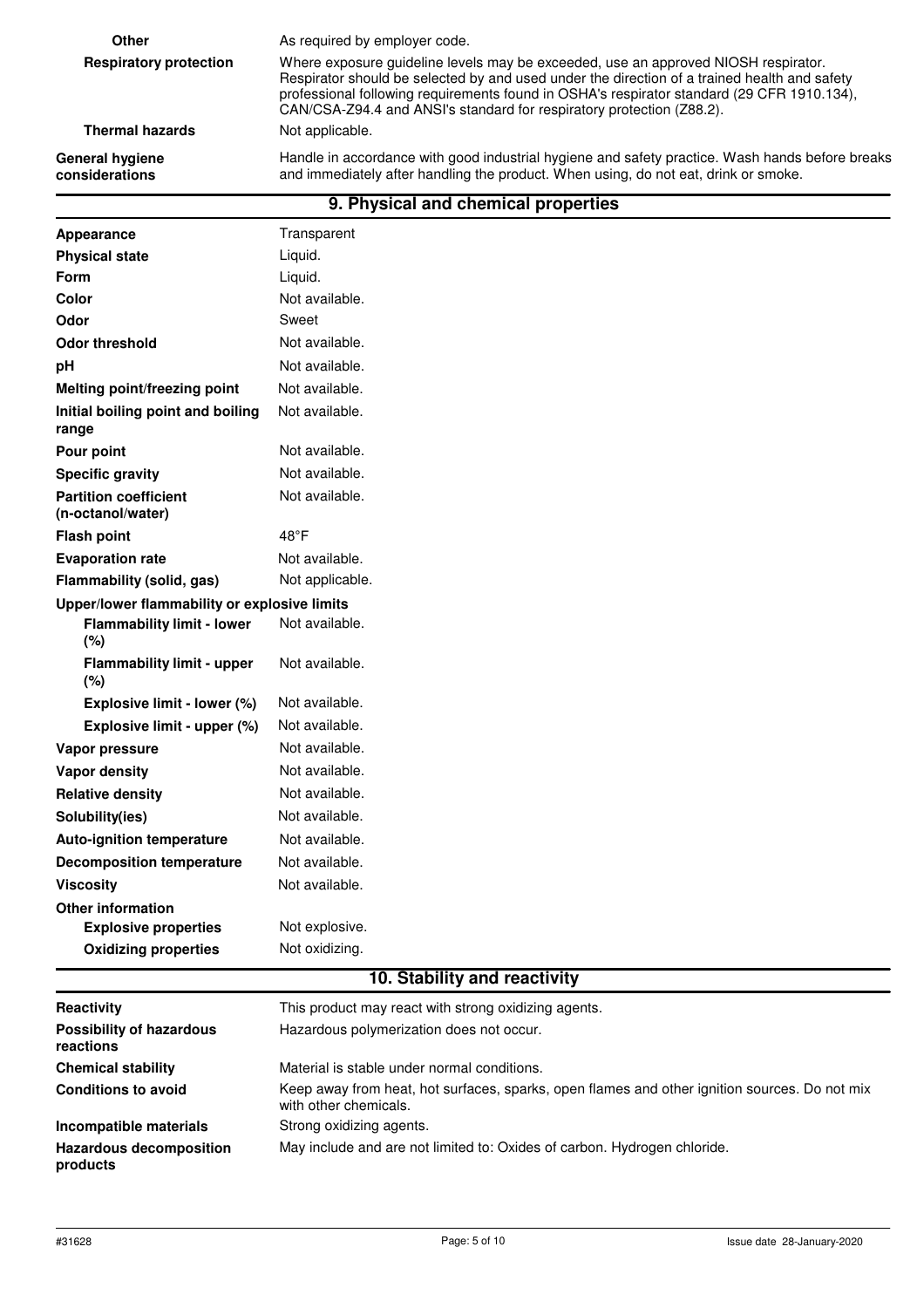| | |
|---|---|
| **Other** | As required by employer code. |
| **Respiratory protection** | Where exposure guideline levels may be exceeded, use an approved NIOSH respirator. Respirator should be selected by and used under the direction of a trained health and safety professional following requirements found in OSHA's respirator standard (29 CFR 1910.134), CAN/CSA-Z94.4 and ANSI's standard for respiratory protection (Z88.2). |
| **Thermal hazards** | Not applicable. |
| **General hygiene considerations** | Handle in accordance with good industrial hygiene and safety practice. Wash hands before breaks and immediately after handling the product. When using, do not eat, drink or smoke. |

## 9. Physical and chemical properties

| | |
|---|---|
| **Appearance** | Transparent |
| **Physical state** | Liquid. |
| **Form** | Liquid. |
| **Color** | Not available. |
| **Odor** | Sweet |
| **Odor threshold** | Not available. |
| **pH** | Not available. |
| **Melting point/freezing point** | Not available. |
| **Initial boiling point and boiling range** | Not available. |
| **Pour point** | Not available. |
| **Specific gravity** | Not available. |
| **Partition coefficient (n-octanol/water)** | Not available. |
| **Flash point** | 48°F |
| **Evaporation rate** | Not available. |
| **Flammability (solid, gas)** | Not applicable. |
| **Upper/lower flammability or explosive limits** | |
| **Flammability limit - lower (%)** | Not available. |
| **Flammability limit - upper (%)** | Not available. |
| **Explosive limit - lower (%)** | Not available. |
| **Explosive limit - upper (%)** | Not available. |
| **Vapor pressure** | Not available. |
| **Vapor density** | Not available. |
| **Relative density** | Not available. |
| **Solubility(ies)** | Not available. |
| **Auto-ignition temperature** | Not available. |
| **Decomposition temperature** | Not available. |
| **Viscosity** | Not available. |
| **Other information** | |
| **Explosive properties** | Not explosive. |
| **Oxidizing properties** | Not oxidizing. |

## 10. Stability and reactivity

| | |
|---|---|
| **Reactivity** | This product may react with strong oxidizing agents. |
| **Possibility of hazardous reactions** | Hazardous polymerization does not occur. |
| **Chemical stability** | Material is stable under normal conditions. |
| **Conditions to avoid** | Keep away from heat, hot surfaces, sparks, open flames and other ignition sources. Do not mix with other chemicals. |
| **Incompatible materials** | Strong oxidizing agents. |
| **Hazardous decomposition products** | May include and are not limited to: Oxides of carbon. Hydrogen chloride. |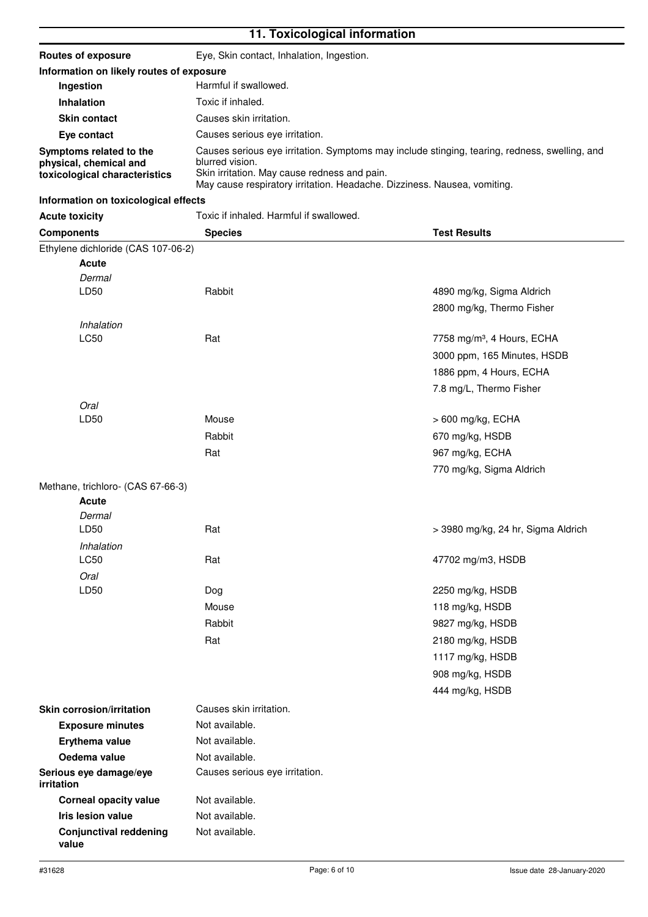## 11. Toxicological information

**Routes of exposure** Eye, Skin contact, Inhalation, Ingestion.

**Information on likely routes of exposure**

**Ingestion** Harmful if swallowed.

**Inhalation** Toxic if inhaled.

**Skin contact** Causes skin irritation.

**Eye contact** Causes serious eye irritation.

**Symptoms related to the physical, chemical and toxicological characteristics** Causes serious eye irritation. Symptoms may include stinging, tearing, redness, swelling, and blurred vision.
Skin irritation. May cause redness and pain.
May cause respiratory irritation. Headache. Dizziness. Nausea, vomiting.

**Information on toxicological effects**

**Acute toxicity** Toxic if inhaled. Harmful if swallowed.

| Components | Species | Test Results |
|---|---|---|
| Ethylene dichloride (CAS 107-06-2) | | |
| **Acute** | | |
| *Dermal* | | |
| LD50 | Rabbit | 4890 mg/kg, Sigma Aldrich |
| | | 2800 mg/kg, Thermo Fisher |
| *Inhalation* | | |
| LC50 | Rat | 7758 mg/m³, 4 Hours, ECHA |
| | | 3000 ppm, 165 Minutes, HSDB |
| | | 1886 ppm, 4 Hours, ECHA |
| | | 7.8 mg/L, Thermo Fisher |
| *Oral* | | |
| LD50 | Mouse | > 600 mg/kg, ECHA |
| | Rabbit | 670 mg/kg, HSDB |
| | Rat | 967 mg/kg, ECHA |
| | | 770 mg/kg, Sigma Aldrich |
| Methane, trichloro- (CAS 67-66-3) | | |
| **Acute** | | |
| *Dermal* | | |
| LD50 | Rat | > 3980 mg/kg, 24 hr, Sigma Aldrich |
| *Inhalation* | | |
| LC50 | Rat | 47702 mg/m3, HSDB |
| *Oral* | | |
| LD50 | Dog | 2250 mg/kg, HSDB |
| | Mouse | 118 mg/kg, HSDB |
| | Rabbit | 9827 mg/kg, HSDB |
| | Rat | 2180 mg/kg, HSDB |
| | | 1117 mg/kg, HSDB |
| | | 908 mg/kg, HSDB |
| | | 444 mg/kg, HSDB |

**Skin corrosion/irritation** Causes skin irritation.

**Exposure minutes** Not available.

**Erythema value** Not available.

**Oedema value** Not available.

**Serious eye damage/eye irritation** Causes serious eye irritation.

**Corneal opacity value** Not available.

**Iris lesion value** Not available.

**Conjunctival reddening value** Not available.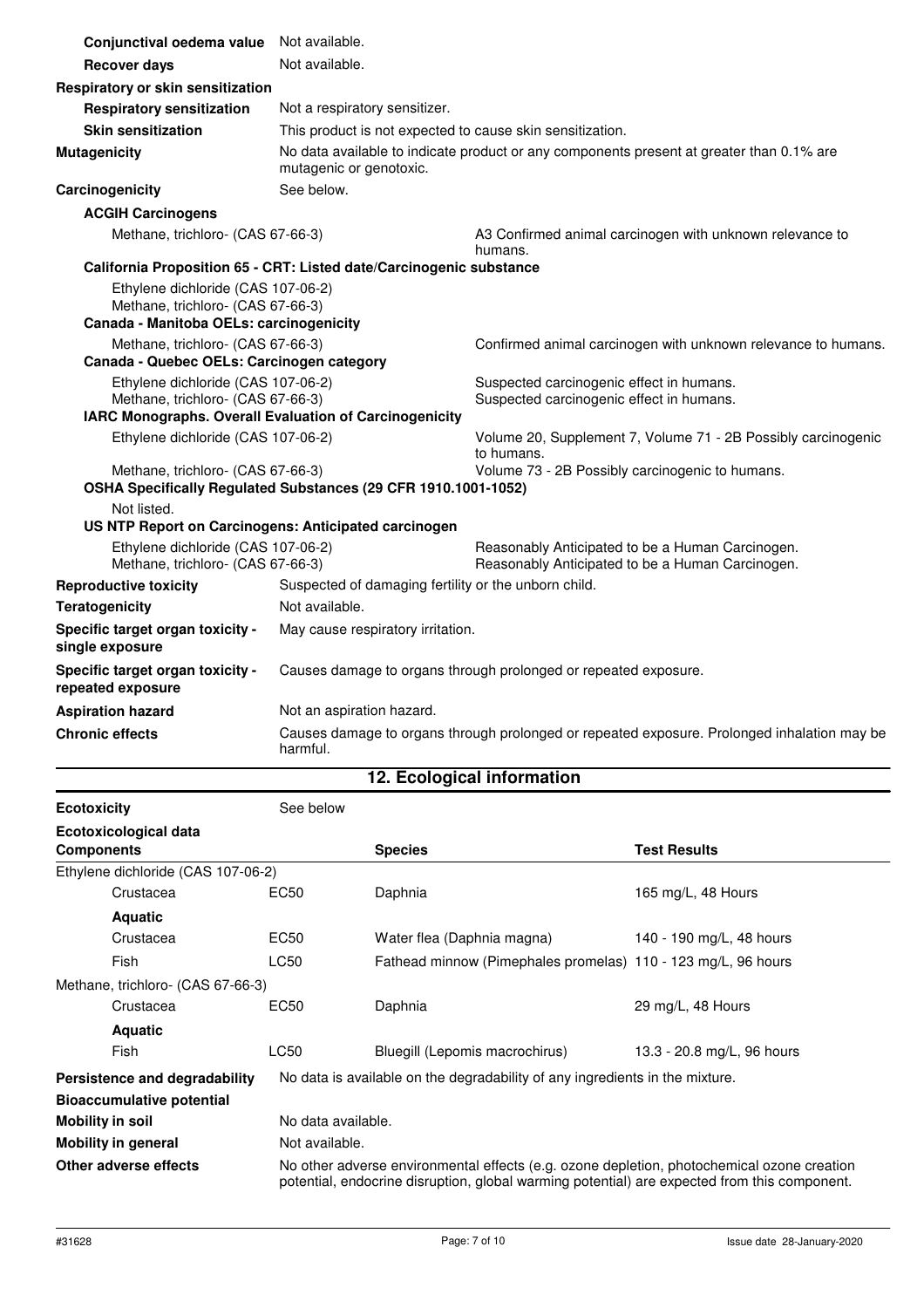| | |
|---|---|
| **Conjunctival oedema value** | Not available. |
| **Recover days** | Not available. |

**Respiratory or skin sensitization**

| | |
|---|---|
| **Respiratory sensitization** | Not a respiratory sensitizer. |
| **Skin sensitization** | This product is not expected to cause skin sensitization. |
| **Mutagenicity** | No data available to indicate product or any components present at greater than 0.1% are mutagenic or genotoxic. |
| **Carcinogenicity** | See below. |

**ACGIH Carcinogens**

| | |
|---|---|
| Methane, trichloro- (CAS 67-66-3) | A3 Confirmed animal carcinogen with unknown relevance to humans. |

**California Proposition 65 - CRT: Listed date/Carcinogenic substance**

Ethylene dichloride (CAS 107-06-2)
Methane, trichloro- (CAS 67-66-3)

**Canada - Manitoba OELs: carcinogenicity**

| | |
|---|---|
| Methane, trichloro- (CAS 67-66-3) | Confirmed animal carcinogen with unknown relevance to humans. |

**Canada - Quebec OELs: Carcinogen category**

| | |
|---|---|
| Ethylene dichloride (CAS 107-06-2) | Suspected carcinogenic effect in humans. |
| Methane, trichloro- (CAS 67-66-3) | Suspected carcinogenic effect in humans. |

**IARC Monographs. Overall Evaluation of Carcinogenicity**

| | |
|---|---|
| Ethylene dichloride (CAS 107-06-2) | Volume 20, Supplement 7, Volume 71 - 2B Possibly carcinogenic to humans. |
| Methane, trichloro- (CAS 67-66-3) | Volume 73 - 2B Possibly carcinogenic to humans. |

**OSHA Specifically Regulated Substances (29 CFR 1910.1001-1052)**

Not listed.

**US NTP Report on Carcinogens: Anticipated carcinogen**

| | |
|---|---|
| Ethylene dichloride (CAS 107-06-2) | Reasonably Anticipated to be a Human Carcinogen. |
| Methane, trichloro- (CAS 67-66-3) | Reasonably Anticipated to be a Human Carcinogen. |

| | |
|---|---|
| **Reproductive toxicity** | Suspected of damaging fertility or the unborn child. |
| **Teratogenicity** | Not available. |
| **Specific target organ toxicity - single exposure** | May cause respiratory irritation. |
| **Specific target organ toxicity - repeated exposure** | Causes damage to organs through prolonged or repeated exposure. |
| **Aspiration hazard** | Not an aspiration hazard. |
| **Chronic effects** | Causes damage to organs through prolonged or repeated exposure. Prolonged inhalation may be harmful. |

## 12. Ecological information

**Ecotoxicity** See below

**Ecotoxicological data**

| Components | | Species | Test Results |
|---|---|---|---|
| Ethylene dichloride (CAS 107-06-2) | | | |
| Crustacea | EC50 | Daphnia | 165 mg/L, 48 Hours |
| **Aquatic** | | | |
| Crustacea | EC50 | Water flea (Daphnia magna) | 140 - 190 mg/L, 48 hours |
| Fish | LC50 | Fathead minnow (Pimephales promelas) | 110 - 123 mg/L, 96 hours |
| Methane, trichloro- (CAS 67-66-3) | | | |
| Crustacea | EC50 | Daphnia | 29 mg/L, 48 Hours |
| **Aquatic** | | | |
| Fish | LC50 | Bluegill (Lepomis macrochirus) | 13.3 - 20.8 mg/L, 96 hours |

| | |
|---|---|
| **Persistence and degradability** | No data is available on the degradability of any ingredients in the mixture. |
| **Bioaccumulative potential** | |
| **Mobility in soil** | No data available. |
| **Mobility in general** | Not available. |
| **Other adverse effects** | No other adverse environmental effects (e.g. ozone depletion, photochemical ozone creation potential, endocrine disruption, global warming potential) are expected from this component. |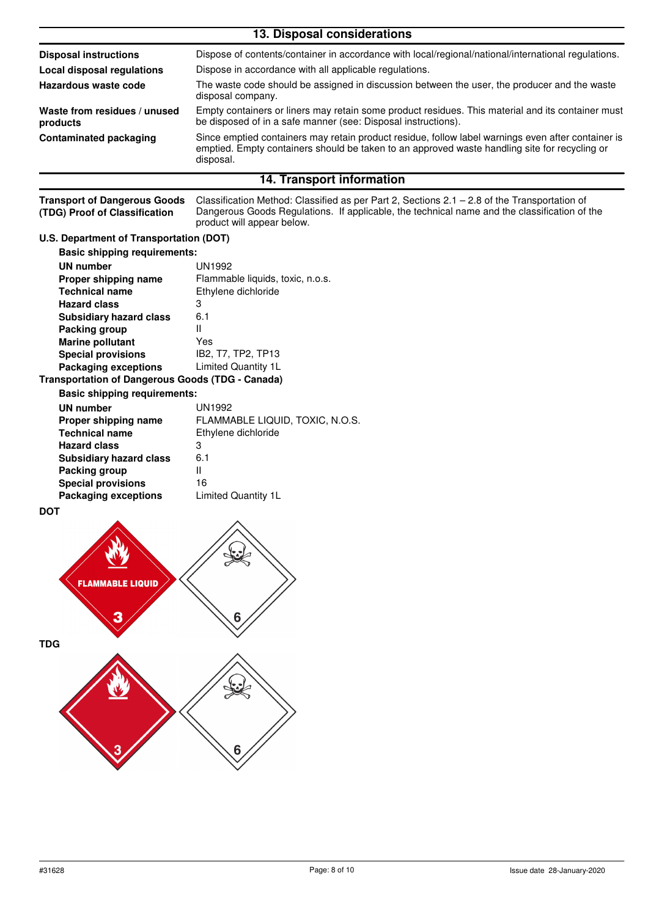## 13. Disposal considerations

| | |
|---|---|
| **Disposal instructions** | Dispose of contents/container in accordance with local/regional/national/international regulations. |
| **Local disposal regulations** | Dispose in accordance with all applicable regulations. |
| **Hazardous waste code** | The waste code should be assigned in discussion between the user, the producer and the waste disposal company. |
| **Waste from residues / unused products** | Empty containers or liners may retain some product residues. This material and its container must be disposed of in a safe manner (see: Disposal instructions). |
| **Contaminated packaging** | Since emptied containers may retain product residue, follow label warnings even after container is emptied. Empty containers should be taken to an approved waste handling site for recycling or disposal. |

## 14. Transport information

**Transport of Dangerous Goods (TDG) Proof of Classification**: Classification Method: Classified as per Part 2, Sections 2.1 – 2.8 of the Transportation of Dangerous Goods Regulations. If applicable, the technical name and the classification of the product will appear below.

**U.S. Department of Transportation (DOT)**

**Basic shipping requirements:**

| | |
|---|---|
| **UN number** | UN1992 |
| **Proper shipping name** | Flammable liquids, toxic, n.o.s. |
| **Technical name** | Ethylene dichloride |
| **Hazard class** | 3 |
| **Subsidiary hazard class** | 6.1 |
| **Packing group** | II |
| **Marine pollutant** | Yes |
| **Special provisions** | IB2, T7, TP2, TP13 |
| **Packaging exceptions** | Limited Quantity 1L |

**Transportation of Dangerous Goods (TDG - Canada)**

**Basic shipping requirements:**

| | |
|---|---|
| **UN number** | UN1992 |
| **Proper shipping name** | FLAMMABLE LIQUID, TOXIC, N.O.S. |
| **Technical name** | Ethylene dichloride |
| **Hazard class** | 3 |
| **Subsidiary hazard class** | 6.1 |
| **Packing group** | II |
| **Special provisions** | 16 |
| **Packaging exceptions** | Limited Quantity 1L |

**DOT**

**TDG**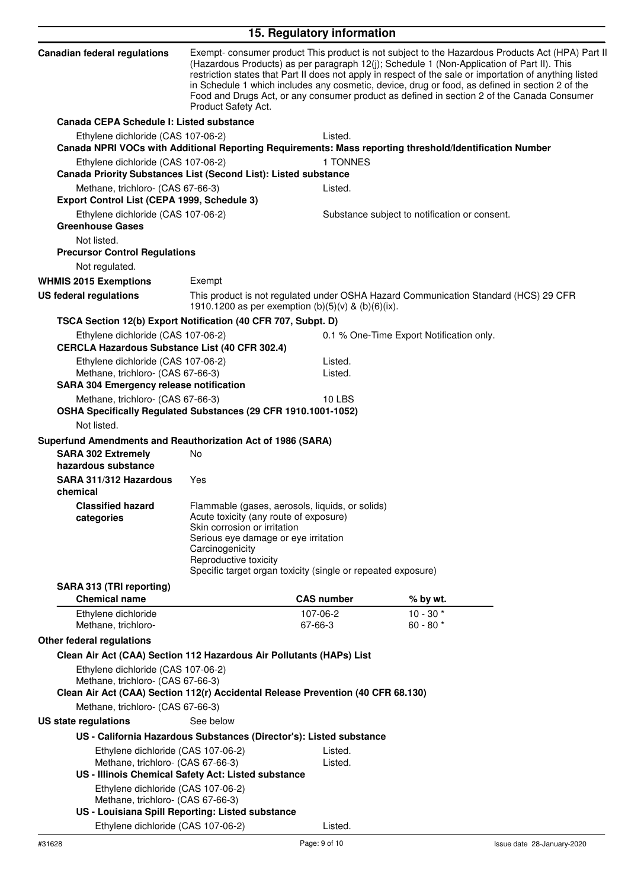## 15. Regulatory information

**Canadian federal regulations**

Exempt- consumer product This product is not subject to the Hazardous Products Act (HPA) Part II (Hazardous Products) as per paragraph 12(j); Schedule 1 (Non-Application of Part II). This restriction states that Part II does not apply in respect of the sale or importation of anything listed in Schedule 1 which includes any cosmetic, device, drug or food, as defined in section 2 of the Food and Drugs Act, or any consumer product as defined in section 2 of the Canada Consumer Product Safety Act.

**Canada CEPA Schedule I: Listed substance**

Ethylene dichloride (CAS 107-06-2) Listed.

**Canada NPRI VOCs with Additional Reporting Requirements: Mass reporting threshold/Identification Number**

Ethylene dichloride (CAS 107-06-2) 1 TONNES

**Canada Priority Substances List (Second List): Listed substance**

Methane, trichloro- (CAS 67-66-3) Listed.

**Export Control List (CEPA 1999, Schedule 3)**

Ethylene dichloride (CAS 107-06-2) Substance subject to notification or consent.

**Greenhouse Gases**

Not listed.

**Precursor Control Regulations**

Not regulated.

**WHMIS 2015 Exemptions** Exempt

**US federal regulations**

This product is not regulated under OSHA Hazard Communication Standard (HCS) 29 CFR 1910.1200 as per exemption (b)(5)(v) & (b)(6)(ix).

**TSCA Section 12(b) Export Notification (40 CFR 707, Subpt. D)**

Ethylene dichloride (CAS 107-06-2) 0.1 % One-Time Export Notification only.

**CERCLA Hazardous Substance List (40 CFR 302.4)**

Ethylene dichloride (CAS 107-06-2) Listed.
Methane, trichloro- (CAS 67-66-3) Listed.

**SARA 304 Emergency release notification**

Methane, trichloro- (CAS 67-66-3) 10 LBS

**OSHA Specifically Regulated Substances (29 CFR 1910.1001-1052)**

Not listed.

**Superfund Amendments and Reauthorization Act of 1986 (SARA)**

**SARA 302 Extremely hazardous substance** No

**SARA 311/312 Hazardous chemical** Yes

**Classified hazard categories**

Flammable (gases, aerosols, liquids, or solids)
Acute toxicity (any route of exposure)
Skin corrosion or irritation
Serious eye damage or eye irritation
Carcinogenicity
Reproductive toxicity
Specific target organ toxicity (single or repeated exposure)

**SARA 313 (TRI reporting)**

| Chemical name | CAS number | % by wt. |
|---|---|---|
| Ethylene dichloride | 107-06-2 | 10 - 30 * |
| Methane, trichloro- | 67-66-3 | 60 - 80 * |

**Other federal regulations**

**Clean Air Act (CAA) Section 112 Hazardous Air Pollutants (HAPs) List**

Ethylene dichloride (CAS 107-06-2)
Methane, trichloro- (CAS 67-66-3)

**Clean Air Act (CAA) Section 112(r) Accidental Release Prevention (40 CFR 68.130)**

Methane, trichloro- (CAS 67-66-3)

**US state regulations** See below

**US - California Hazardous Substances (Director's): Listed substance**

Ethylene dichloride (CAS 107-06-2) Listed.
Methane, trichloro- (CAS 67-66-3) Listed.

**US - Illinois Chemical Safety Act: Listed substance**

Ethylene dichloride (CAS 107-06-2)
Methane, trichloro- (CAS 67-66-3)

**US - Louisiana Spill Reporting: Listed substance**

Ethylene dichloride (CAS 107-06-2) Listed.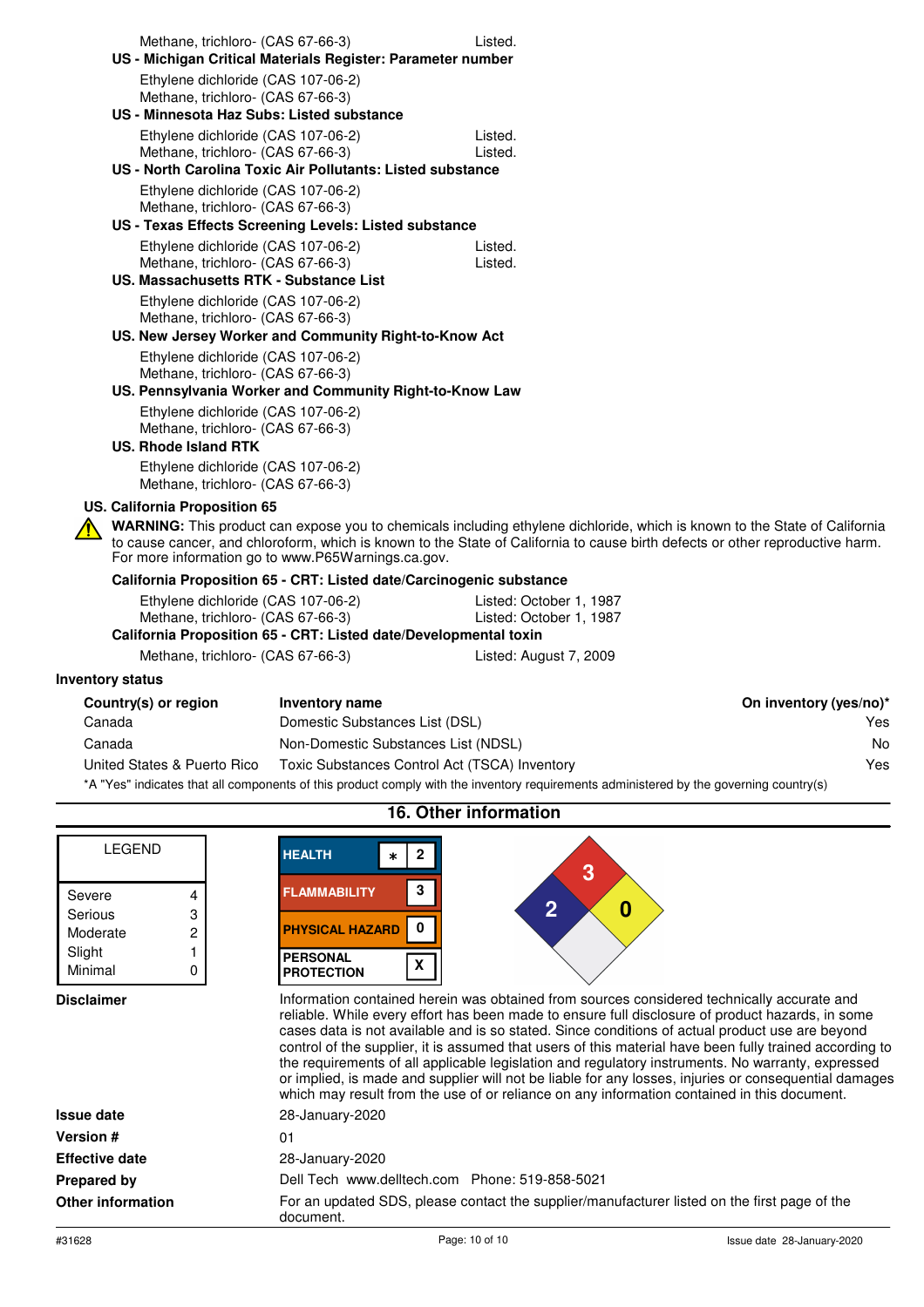Methane, trichloro- (CAS 67-66-3) Listed.

**US - Michigan Critical Materials Register: Parameter number**

Ethylene dichloride (CAS 107-06-2)
Methane, trichloro- (CAS 67-66-3)

**US - Minnesota Haz Subs: Listed substance**

| | |
|---|---|
| Ethylene dichloride (CAS 107-06-2) | Listed. |
| Methane, trichloro- (CAS 67-66-3) | Listed. |

**US - North Carolina Toxic Air Pollutants: Listed substance**

Ethylene dichloride (CAS 107-06-2)
Methane, trichloro- (CAS 67-66-3)

**US - Texas Effects Screening Levels: Listed substance**

| | |
|---|---|
| Ethylene dichloride (CAS 107-06-2) | Listed. |
| Methane, trichloro- (CAS 67-66-3) | Listed. |

**US. Massachusetts RTK - Substance List**

Ethylene dichloride (CAS 107-06-2)
Methane, trichloro- (CAS 67-66-3)

**US. New Jersey Worker and Community Right-to-Know Act**

Ethylene dichloride (CAS 107-06-2)
Methane, trichloro- (CAS 67-66-3)

**US. Pennsylvania Worker and Community Right-to-Know Law**

Ethylene dichloride (CAS 107-06-2)
Methane, trichloro- (CAS 67-66-3)

**US. Rhode Island RTK**

Ethylene dichloride (CAS 107-06-2)
Methane, trichloro- (CAS 67-66-3)

**US. California Proposition 65**

**WARNING:** This product can expose you to chemicals including ethylene dichloride, which is known to the State of California to cause cancer, and chloroform, which is known to the State of California to cause birth defects or other reproductive harm. For more information go to www.P65Warnings.ca.gov.

**California Proposition 65 - CRT: Listed date/Carcinogenic substance**

| | |
|---|---|
| Ethylene dichloride (CAS 107-06-2) | Listed: October 1, 1987 |
| Methane, trichloro- (CAS 67-66-3) | Listed: October 1, 1987 |

**California Proposition 65 - CRT: Listed date/Developmental toxin**

| | |
|---|---|
| Methane, trichloro- (CAS 67-66-3) | Listed: August 7, 2009 |

**Inventory status**

| Country(s) or region | Inventory name | On inventory (yes/no)* |
|---|---|---|
| Canada | Domestic Substances List (DSL) | Yes |
| Canada | Non-Domestic Substances List (NDSL) | No |
| United States & Puerto Rico | Toxic Substances Control Act (TSCA) Inventory | Yes |

*A "Yes" indicates that all components of this product comply with the inventory requirements administered by the governing country(s)

## 16. Other information

| LEGEND | |
|---|---|
| Severe | 4 |
| Serious | 3 |
| Moderate | 2 |
| Slight | 1 |
| Minimal | 0 |

| | | |
|---|---|---|
| HEALTH | * | 2 |
| FLAMMABILITY | | 3 |
| PHYSICAL HAZARD | | 0 |
| PERSONAL PROTECTION | | X |

3
2
0

**Disclaimer**

Information contained herein was obtained from sources considered technically accurate and reliable. While every effort has been made to ensure full disclosure of product hazards, in some cases data is not available and is so stated. Since conditions of actual product use are beyond control of the supplier, it is assumed that users of this material have been fully trained according to the requirements of all applicable legislation and regulatory instruments. No warranty, expressed or implied, is made and supplier will not be liable for any losses, injuries or consequential damages which may result from the use of or reliance on any information contained in this document.

| | |
|---|---|
| **Issue date** | 28-January-2020 |
| **Version #** | 01 |
| **Effective date** | 28-January-2020 |
| **Prepared by** | Dell Tech www.delltech.com Phone: 519-858-5021 |
| **Other information** | For an updated SDS, please contact the supplier/manufacturer listed on the first page of the document. |